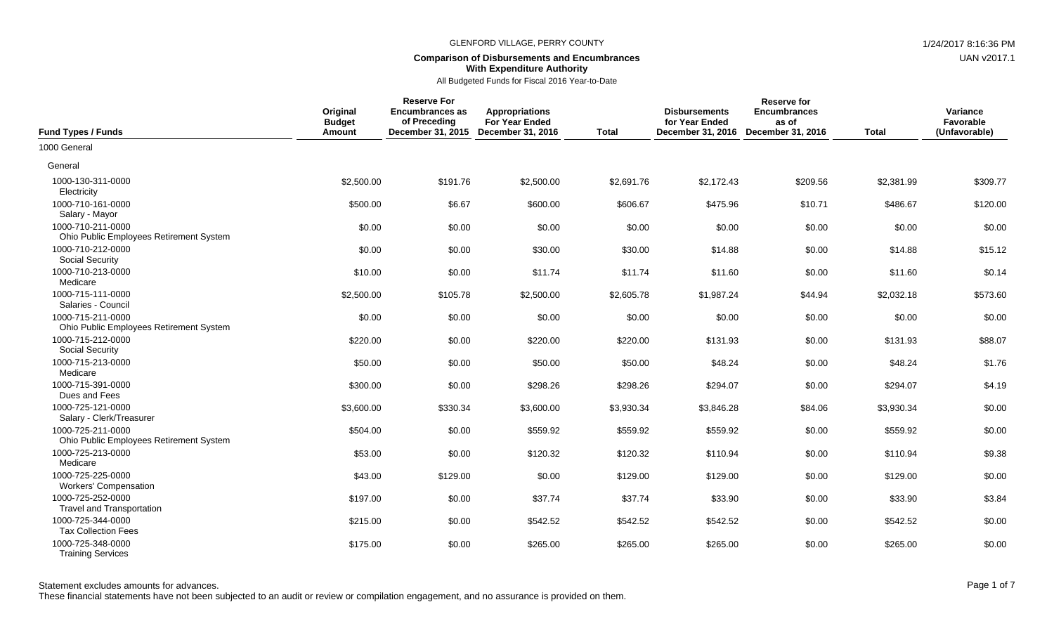GLENFORD VILLAGE, PERRY COUNTY

**Comparison of Disbursements and Encumbrances With Expenditure Authority**

All Budgeted Funds for Fiscal 2016 Year-to-Date

1/24/2017 8:16:36 PM

UAN v2017.1

| Fund Types / Funds | Original Budget Amount | Reserve For Encumbrances as of Preceding December 31, 2015 | Appropriations For Year Ended December 31, 2016 | Total | Disbursements for Year Ended December 31, 2016 | Reserve for Encumbrances as of December 31, 2016 | Total | Variance Favorable (Unfavorable) |
|---|---|---|---|---|---|---|---|---|
| 1000 General | | | | | | | | |
| General | | | | | | | | |
| 1000-130-311-0000 Electricity | $2,500.00 | $191.76 | $2,500.00 | $2,691.76 | $2,172.43 | $209.56 | $2,381.99 | $309.77 |
| 1000-710-161-0000 Salary - Mayor | $500.00 | $6.67 | $600.00 | $606.67 | $475.96 | $10.71 | $486.67 | $120.00 |
| 1000-710-211-0000 Ohio Public Employees Retirement System | $0.00 | $0.00 | $0.00 | $0.00 | $0.00 | $0.00 | $0.00 | $0.00 |
| 1000-710-212-0000 Social Security | $0.00 | $0.00 | $30.00 | $30.00 | $14.88 | $0.00 | $14.88 | $15.12 |
| 1000-710-213-0000 Medicare | $10.00 | $0.00 | $11.74 | $11.74 | $11.60 | $0.00 | $11.60 | $0.14 |
| 1000-715-111-0000 Salaries - Council | $2,500.00 | $105.78 | $2,500.00 | $2,605.78 | $1,987.24 | $44.94 | $2,032.18 | $573.60 |
| 1000-715-211-0000 Ohio Public Employees Retirement System | $0.00 | $0.00 | $0.00 | $0.00 | $0.00 | $0.00 | $0.00 | $0.00 |
| 1000-715-212-0000 Social Security | $220.00 | $0.00 | $220.00 | $220.00 | $131.93 | $0.00 | $131.93 | $88.07 |
| 1000-715-213-0000 Medicare | $50.00 | $0.00 | $50.00 | $50.00 | $48.24 | $0.00 | $48.24 | $1.76 |
| 1000-715-391-0000 Dues and Fees | $300.00 | $0.00 | $298.26 | $298.26 | $294.07 | $0.00 | $294.07 | $4.19 |
| 1000-725-121-0000 Salary - Clerk/Treasurer | $3,600.00 | $330.34 | $3,600.00 | $3,930.34 | $3,846.28 | $84.06 | $3,930.34 | $0.00 |
| 1000-725-211-0000 Ohio Public Employees Retirement System | $504.00 | $0.00 | $559.92 | $559.92 | $559.92 | $0.00 | $559.92 | $0.00 |
| 1000-725-213-0000 Medicare | $53.00 | $0.00 | $120.32 | $120.32 | $110.94 | $0.00 | $110.94 | $9.38 |
| 1000-725-225-0000 Workers' Compensation | $43.00 | $129.00 | $0.00 | $129.00 | $129.00 | $0.00 | $129.00 | $0.00 |
| 1000-725-252-0000 Travel and Transportation | $197.00 | $0.00 | $37.74 | $37.74 | $33.90 | $0.00 | $33.90 | $3.84 |
| 1000-725-344-0000 Tax Collection Fees | $215.00 | $0.00 | $542.52 | $542.52 | $542.52 | $0.00 | $542.52 | $0.00 |
| 1000-725-348-0000 Training Services | $175.00 | $0.00 | $265.00 | $265.00 | $265.00 | $0.00 | $265.00 | $0.00 |

Statement excludes amounts for advances.

These financial statements have not been subjected to an audit or review or compilation engagement, and no assurance is provided on them.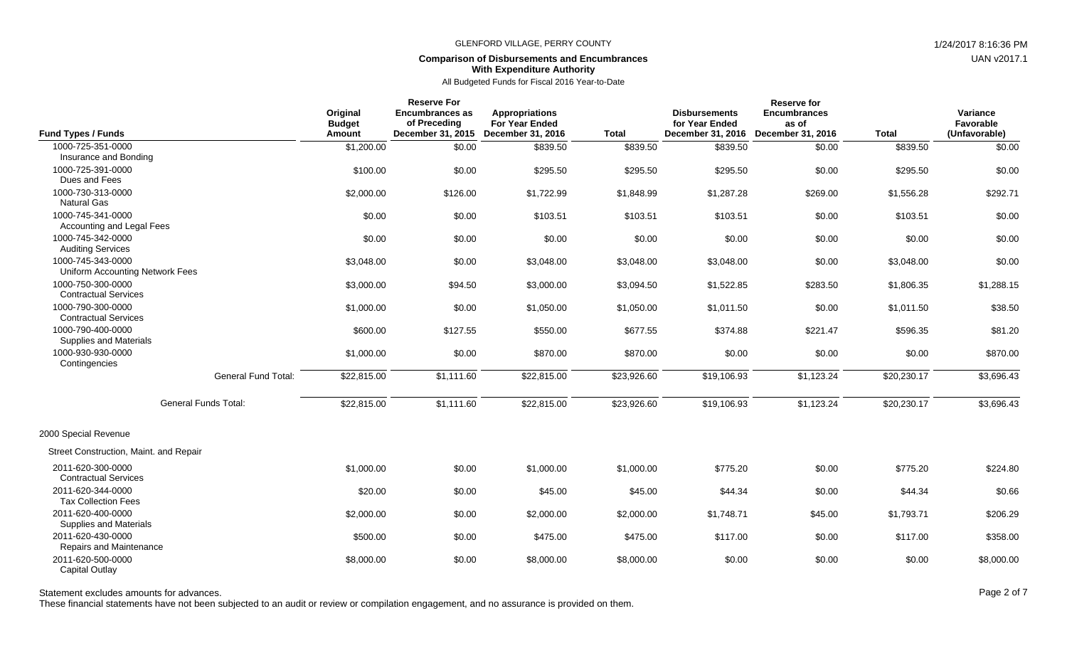GLENFORD VILLAGE, PERRY COUNTY

**Comparison of Disbursements and Encumbrances With Expenditure Authority**

All Budgeted Funds for Fiscal 2016 Year-to-Date

| Fund Types / Funds | Original Budget Amount | Reserve For Encumbrances as of Preceding December 31, 2015 | Appropriations For Year Ended December 31, 2016 | Total | Disbursements for Year Ended December 31, 2016 | Reserve for Encumbrances as of December 31, 2016 | Total | Variance Favorable (Unfavorable) |
|---|---|---|---|---|---|---|---|---|
| 1000-725-351-0000 Insurance and Bonding | $1,200.00 | $0.00 | $839.50 | $839.50 | $839.50 | $0.00 | $839.50 | $0.00 |
| 1000-725-391-0000 Dues and Fees | $100.00 | $0.00 | $295.50 | $295.50 | $295.50 | $0.00 | $295.50 | $0.00 |
| 1000-730-313-0000 Natural Gas | $2,000.00 | $126.00 | $1,722.99 | $1,848.99 | $1,287.28 | $269.00 | $1,556.28 | $292.71 |
| 1000-745-341-0000 Accounting and Legal Fees | $0.00 | $0.00 | $103.51 | $103.51 | $103.51 | $0.00 | $103.51 | $0.00 |
| 1000-745-342-0000 Auditing Services | $0.00 | $0.00 | $0.00 | $0.00 | $0.00 | $0.00 | $0.00 | $0.00 |
| 1000-745-343-0000 Uniform Accounting Network Fees | $3,048.00 | $0.00 | $3,048.00 | $3,048.00 | $3,048.00 | $0.00 | $3,048.00 | $0.00 |
| 1000-750-300-0000 Contractual Services | $3,000.00 | $94.50 | $3,000.00 | $3,094.50 | $1,522.85 | $283.50 | $1,806.35 | $1,288.15 |
| 1000-790-300-0000 Contractual Services | $1,000.00 | $0.00 | $1,050.00 | $1,050.00 | $1,011.50 | $0.00 | $1,011.50 | $38.50 |
| 1000-790-400-0000 Supplies and Materials | $600.00 | $127.55 | $550.00 | $677.55 | $374.88 | $221.47 | $596.35 | $81.20 |
| 1000-930-930-0000 Contingencies | $1,000.00 | $0.00 | $870.00 | $870.00 | $0.00 | $0.00 | $0.00 | $870.00 |
| General Fund Total: | $22,815.00 | $1,111.60 | $22,815.00 | $23,926.60 | $19,106.93 | $1,123.24 | $20,230.17 | $3,696.43 |
| General Funds Total: | $22,815.00 | $1,111.60 | $22,815.00 | $23,926.60 | $19,106.93 | $1,123.24 | $20,230.17 | $3,696.43 |
| **2000 Special Revenue** | | | | | | | | |
| **Street Construction, Maint. and Repair** | | | | | | | | |
| 2011-620-300-0000 Contractual Services | $1,000.00 | $0.00 | $1,000.00 | $1,000.00 | $775.20 | $0.00 | $775.20 | $224.80 |
| 2011-620-344-0000 Tax Collection Fees | $20.00 | $0.00 | $45.00 | $45.00 | $44.34 | $0.00 | $44.34 | $0.66 |
| 2011-620-400-0000 Supplies and Materials | $2,000.00 | $0.00 | $2,000.00 | $2,000.00 | $1,748.71 | $45.00 | $1,793.71 | $206.29 |
| 2011-620-430-0000 Repairs and Maintenance | $500.00 | $0.00 | $475.00 | $475.00 | $117.00 | $0.00 | $117.00 | $358.00 |
| 2011-620-500-0000 Capital Outlay | $8,000.00 | $0.00 | $8,000.00 | $8,000.00 | $0.00 | $0.00 | $0.00 | $8,000.00 |

Statement excludes amounts for advances.

These financial statements have not been subjected to an audit or review or compilation engagement, and no assurance is provided on them.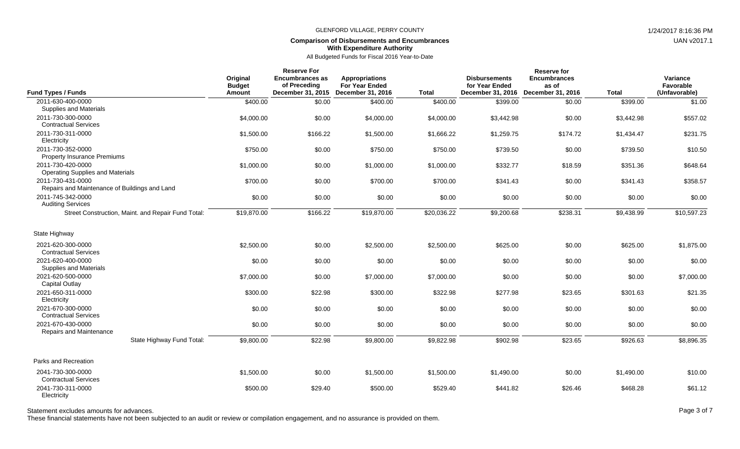GLENFORD VILLAGE, PERRY COUNTY

## Comparison of Disbursements and Encumbrances With Expenditure Authority

All Budgeted Funds for Fiscal 2016 Year-to-Date

| Fund Types / Funds | Original Budget Amount | Reserve For Encumbrances as of Preceding December 31, 2015 | Appropriations For Year Ended December 31, 2016 | Total | Disbursements for Year Ended December 31, 2016 | Reserve for Encumbrances as of December 31, 2016 | Total | Variance Favorable (Unfavorable) |
|---|---|---|---|---|---|---|---|---|
| 2011-630-400-0000 Supplies and Materials | $400.00 | $0.00 | $400.00 | $400.00 | $399.00 | $0.00 | $399.00 | $1.00 |
| 2011-730-300-0000 Contractual Services | $4,000.00 | $0.00 | $4,000.00 | $4,000.00 | $3,442.98 | $0.00 | $3,442.98 | $557.02 |
| 2011-730-311-0000 Electricity | $1,500.00 | $166.22 | $1,500.00 | $1,666.22 | $1,259.75 | $174.72 | $1,434.47 | $231.75 |
| 2011-730-352-0000 Property Insurance Premiums | $750.00 | $0.00 | $750.00 | $750.00 | $739.50 | $0.00 | $739.50 | $10.50 |
| 2011-730-420-0000 Operating Supplies and Materials | $1,000.00 | $0.00 | $1,000.00 | $1,000.00 | $332.77 | $18.59 | $351.36 | $648.64 |
| 2011-730-431-0000 Repairs and Maintenance of Buildings and Land | $700.00 | $0.00 | $700.00 | $700.00 | $341.43 | $0.00 | $341.43 | $358.57 |
| 2011-745-342-0000 Auditing Services | $0.00 | $0.00 | $0.00 | $0.00 | $0.00 | $0.00 | $0.00 | $0.00 |
| Street Construction, Maint. and Repair Fund Total: | $19,870.00 | $166.22 | $19,870.00 | $20,036.22 | $9,200.68 | $238.31 | $9,438.99 | $10,597.23 |
| **State Highway** | | | | | | | | |
| 2021-620-300-0000 Contractual Services | $2,500.00 | $0.00 | $2,500.00 | $2,500.00 | $625.00 | $0.00 | $625.00 | $1,875.00 |
| 2021-620-400-0000 Supplies and Materials | $0.00 | $0.00 | $0.00 | $0.00 | $0.00 | $0.00 | $0.00 | $0.00 |
| 2021-620-500-0000 Capital Outlay | $7,000.00 | $0.00 | $7,000.00 | $7,000.00 | $0.00 | $0.00 | $0.00 | $7,000.00 |
| 2021-650-311-0000 Electricity | $300.00 | $22.98 | $300.00 | $322.98 | $277.98 | $23.65 | $301.63 | $21.35 |
| 2021-670-300-0000 Contractual Services | $0.00 | $0.00 | $0.00 | $0.00 | $0.00 | $0.00 | $0.00 | $0.00 |
| 2021-670-430-0000 Repairs and Maintenance | $0.00 | $0.00 | $0.00 | $0.00 | $0.00 | $0.00 | $0.00 | $0.00 |
| State Highway Fund Total: | $9,800.00 | $22.98 | $9,800.00 | $9,822.98 | $902.98 | $23.65 | $926.63 | $8,896.35 |
| **Parks and Recreation** | | | | | | | | |
| 2041-730-300-0000 Contractual Services | $1,500.00 | $0.00 | $1,500.00 | $1,500.00 | $1,490.00 | $0.00 | $1,490.00 | $10.00 |
| 2041-730-311-0000 Electricity | $500.00 | $29.40 | $500.00 | $529.40 | $441.82 | $26.46 | $468.28 | $61.12 |

Statement excludes amounts for advances.

These financial statements have not been subjected to an audit or review or compilation engagement, and no assurance is provided on them.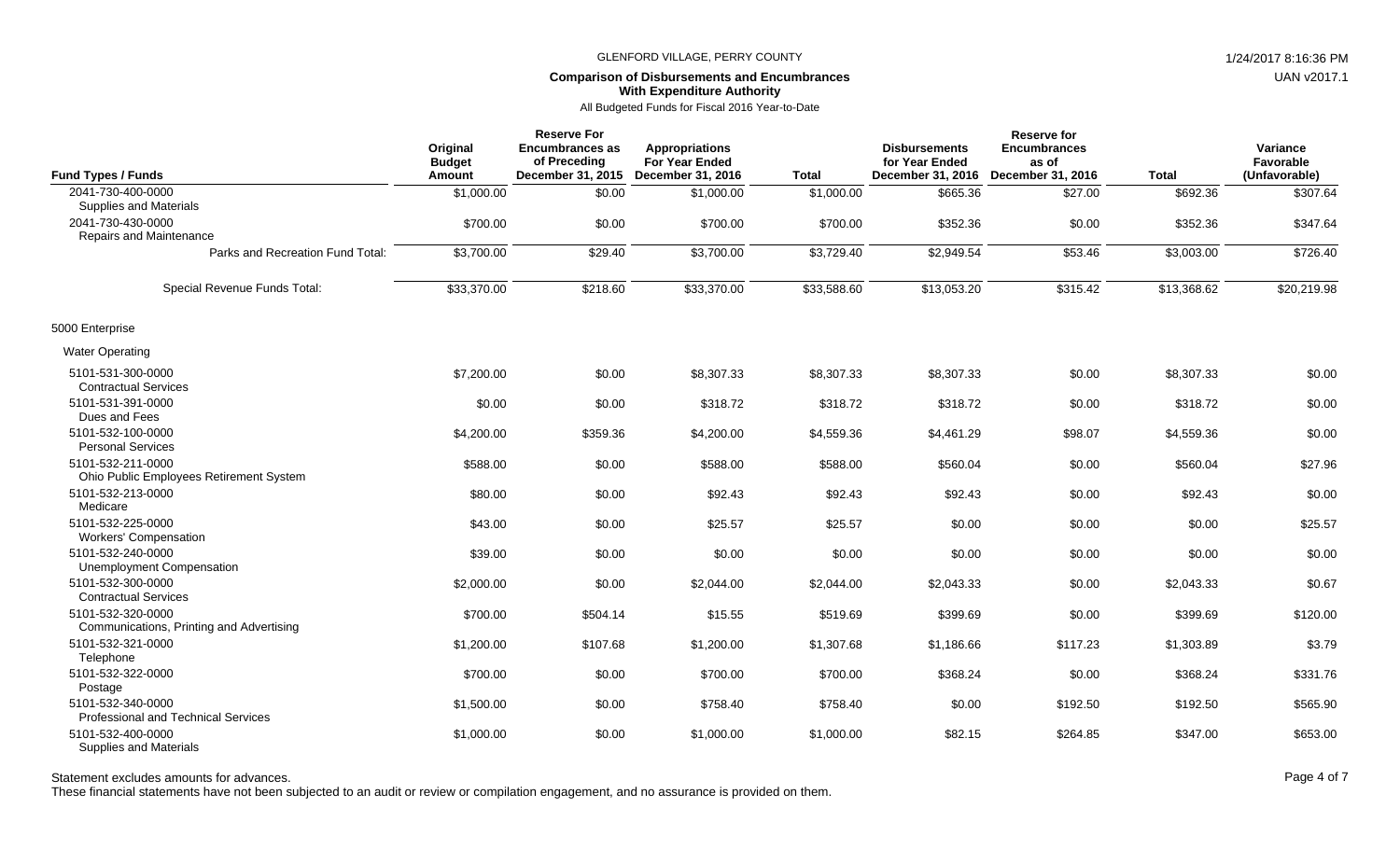GLENFORD VILLAGE, PERRY COUNTY

**Comparison of Disbursements and Encumbrances With Expenditure Authority**

All Budgeted Funds for Fiscal 2016 Year-to-Date

| Fund Types / Funds | Original Budget Amount | Reserve For Encumbrances as of Preceding December 31, 2015 | Appropriations For Year Ended December 31, 2016 | Total | Disbursements for Year Ended December 31, 2016 | Reserve for Encumbrances as of December 31, 2016 | Total | Variance Favorable (Unfavorable) |
|---|---|---|---|---|---|---|---|---|
| 2041-730-400-0000 Supplies and Materials | $1,000.00 | $0.00 | $1,000.00 | $1,000.00 | $665.36 | $27.00 | $692.36 | $307.64 |
| 2041-730-430-0000 Repairs and Maintenance | $700.00 | $0.00 | $700.00 | $700.00 | $352.36 | $0.00 | $352.36 | $347.64 |
| Parks and Recreation Fund Total: | $3,700.00 | $29.40 | $3,700.00 | $3,729.40 | $2,949.54 | $53.46 | $3,003.00 | $726.40 |
| Special Revenue Funds Total: | $33,370.00 | $218.60 | $33,370.00 | $33,588.60 | $13,053.20 | $315.42 | $13,368.62 | $20,219.98 |
| 5000 Enterprise | | | | | | | | |
| Water Operating | | | | | | | | |
| 5101-531-300-0000 Contractual Services | $7,200.00 | $0.00 | $8,307.33 | $8,307.33 | $8,307.33 | $0.00 | $8,307.33 | $0.00 |
| 5101-531-391-0000 Dues and Fees | $0.00 | $0.00 | $318.72 | $318.72 | $318.72 | $0.00 | $318.72 | $0.00 |
| 5101-532-100-0000 Personal Services | $4,200.00 | $359.36 | $4,200.00 | $4,559.36 | $4,461.29 | $98.07 | $4,559.36 | $0.00 |
| 5101-532-211-0000 Ohio Public Employees Retirement System | $588.00 | $0.00 | $588.00 | $588.00 | $560.04 | $0.00 | $560.04 | $27.96 |
| 5101-532-213-0000 Medicare | $80.00 | $0.00 | $92.43 | $92.43 | $92.43 | $0.00 | $92.43 | $0.00 |
| 5101-532-225-0000 Workers' Compensation | $43.00 | $0.00 | $25.57 | $25.57 | $0.00 | $0.00 | $0.00 | $25.57 |
| 5101-532-240-0000 Unemployment Compensation | $39.00 | $0.00 | $0.00 | $0.00 | $0.00 | $0.00 | $0.00 | $0.00 |
| 5101-532-300-0000 Contractual Services | $2,000.00 | $0.00 | $2,044.00 | $2,044.00 | $2,043.33 | $0.00 | $2,043.33 | $0.67 |
| 5101-532-320-0000 Communications, Printing and Advertising | $700.00 | $504.14 | $15.55 | $519.69 | $399.69 | $0.00 | $399.69 | $120.00 |
| 5101-532-321-0000 Telephone | $1,200.00 | $107.68 | $1,200.00 | $1,307.68 | $1,186.66 | $117.23 | $1,303.89 | $3.79 |
| 5101-532-322-0000 Postage | $700.00 | $0.00 | $700.00 | $700.00 | $368.24 | $0.00 | $368.24 | $331.76 |
| 5101-532-340-0000 Professional and Technical Services | $1,500.00 | $0.00 | $758.40 | $758.40 | $0.00 | $192.50 | $192.50 | $565.90 |
| 5101-532-400-0000 Supplies and Materials | $1,000.00 | $0.00 | $1,000.00 | $1,000.00 | $82.15 | $264.85 | $347.00 | $653.00 |

Statement excludes amounts for advances.

These financial statements have not been subjected to an audit or review or compilation engagement, and no assurance is provided on them.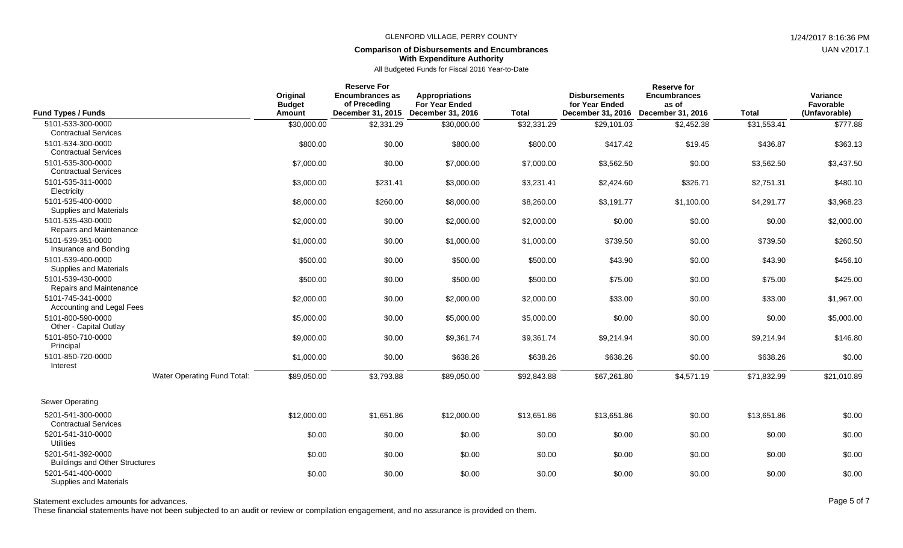GLENFORD VILLAGE, PERRY COUNTY

1/24/2017 8:16:36 PM

UAN v2017.1

## Comparison of Disbursements and Encumbrances With Expenditure Authority

All Budgeted Funds for Fiscal 2016 Year-to-Date

| Fund Types / Funds | Original Budget Amount | Reserve For Encumbrances as of Preceding December 31, 2015 | Appropriations For Year Ended December 31, 2016 | Total | Disbursements for Year Ended December 31, 2016 | Reserve for Encumbrances as of December 31, 2016 | Total | Variance Favorable (Unfavorable) |
|---|---|---|---|---|---|---|---|---|
| 5101-533-300-0000 Contractual Services | $30,000.00 | $2,331.29 | $30,000.00 | $32,331.29 | $29,101.03 | $2,452.38 | $31,553.41 | $777.88 |
| 5101-534-300-0000 Contractual Services | $800.00 | $0.00 | $800.00 | $800.00 | $417.42 | $19.45 | $436.87 | $363.13 |
| 5101-535-300-0000 Contractual Services | $7,000.00 | $0.00 | $7,000.00 | $7,000.00 | $3,562.50 | $0.00 | $3,562.50 | $3,437.50 |
| 5101-535-311-0000 Electricity | $3,000.00 | $231.41 | $3,000.00 | $3,231.41 | $2,424.60 | $326.71 | $2,751.31 | $480.10 |
| 5101-535-400-0000 Supplies and Materials | $8,000.00 | $260.00 | $8,000.00 | $8,260.00 | $3,191.77 | $1,100.00 | $4,291.77 | $3,968.23 |
| 5101-535-430-0000 Repairs and Maintenance | $2,000.00 | $0.00 | $2,000.00 | $2,000.00 | $0.00 | $0.00 | $0.00 | $2,000.00 |
| 5101-539-351-0000 Insurance and Bonding | $1,000.00 | $0.00 | $1,000.00 | $1,000.00 | $739.50 | $0.00 | $739.50 | $260.50 |
| 5101-539-400-0000 Supplies and Materials | $500.00 | $0.00 | $500.00 | $500.00 | $43.90 | $0.00 | $43.90 | $456.10 |
| 5101-539-430-0000 Repairs and Maintenance | $500.00 | $0.00 | $500.00 | $500.00 | $75.00 | $0.00 | $75.00 | $425.00 |
| 5101-745-341-0000 Accounting and Legal Fees | $2,000.00 | $0.00 | $2,000.00 | $2,000.00 | $33.00 | $0.00 | $33.00 | $1,967.00 |
| 5101-800-590-0000 Other - Capital Outlay | $5,000.00 | $0.00 | $5,000.00 | $5,000.00 | $0.00 | $0.00 | $0.00 | $5,000.00 |
| 5101-850-710-0000 Principal | $9,000.00 | $0.00 | $9,361.74 | $9,361.74 | $9,214.94 | $0.00 | $9,214.94 | $146.80 |
| 5101-850-720-0000 Interest | $1,000.00 | $0.00 | $638.26 | $638.26 | $638.26 | $0.00 | $638.26 | $0.00 |
| Water Operating Fund Total: | $89,050.00 | $3,793.88 | $89,050.00 | $92,843.88 | $67,261.80 | $4,571.19 | $71,832.99 | $21,010.89 |
| **Sewer Operating** | | | | | | | | |
| 5201-541-300-0000 Contractual Services | $12,000.00 | $1,651.86 | $12,000.00 | $13,651.86 | $13,651.86 | $0.00 | $13,651.86 | $0.00 |
| 5201-541-310-0000 Utilities | $0.00 | $0.00 | $0.00 | $0.00 | $0.00 | $0.00 | $0.00 | $0.00 |
| 5201-541-392-0000 Buildings and Other Structures | $0.00 | $0.00 | $0.00 | $0.00 | $0.00 | $0.00 | $0.00 | $0.00 |
| 5201-541-400-0000 Supplies and Materials | $0.00 | $0.00 | $0.00 | $0.00 | $0.00 | $0.00 | $0.00 | $0.00 |

Statement excludes amounts for advances.

These financial statements have not been subjected to an audit or review or compilation engagement, and no assurance is provided on them.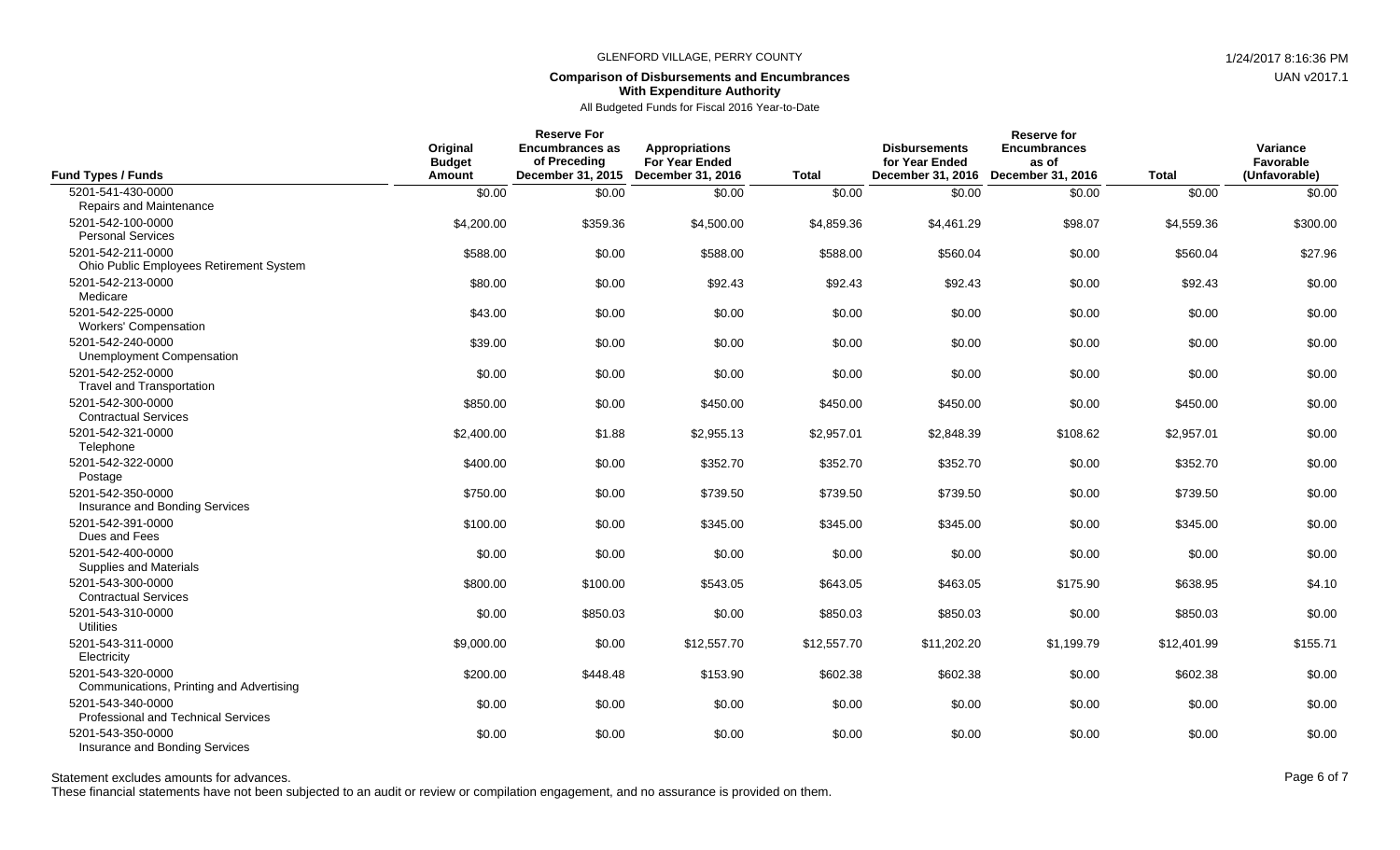## Comparison of Disbursements and Encumbrances With Expenditure Authority

GLENFORD VILLAGE, PERRY COUNTY

All Budgeted Funds for Fiscal 2016 Year-to-Date

| Fund Types / Funds | Original Budget Amount | Reserve For Encumbrances as of Preceding December 31, 2015 | Appropriations For Year Ended December 31, 2016 | Total | Disbursements for Year Ended December 31, 2016 | Reserve for Encumbrances as of December 31, 2016 | Total | Variance Favorable (Unfavorable) |
|---|---|---|---|---|---|---|---|---|
| 5201-541-430-0000 Repairs and Maintenance | $0.00 | $0.00 | $0.00 | $0.00 | $0.00 | $0.00 | $0.00 | $0.00 |
| 5201-542-100-0000 Personal Services | $4,200.00 | $359.36 | $4,500.00 | $4,859.36 | $4,461.29 | $98.07 | $4,559.36 | $300.00 |
| 5201-542-211-0000 Ohio Public Employees Retirement System | $588.00 | $0.00 | $588.00 | $588.00 | $560.04 | $0.00 | $560.04 | $27.96 |
| 5201-542-213-0000 Medicare | $80.00 | $0.00 | $92.43 | $92.43 | $92.43 | $0.00 | $92.43 | $0.00 |
| 5201-542-225-0000 Workers' Compensation | $43.00 | $0.00 | $0.00 | $0.00 | $0.00 | $0.00 | $0.00 | $0.00 |
| 5201-542-240-0000 Unemployment Compensation | $39.00 | $0.00 | $0.00 | $0.00 | $0.00 | $0.00 | $0.00 | $0.00 |
| 5201-542-252-0000 Travel and Transportation | $0.00 | $0.00 | $0.00 | $0.00 | $0.00 | $0.00 | $0.00 | $0.00 |
| 5201-542-300-0000 Contractual Services | $850.00 | $0.00 | $450.00 | $450.00 | $450.00 | $0.00 | $450.00 | $0.00 |
| 5201-542-321-0000 Telephone | $2,400.00 | $1.88 | $2,955.13 | $2,957.01 | $2,848.39 | $108.62 | $2,957.01 | $0.00 |
| 5201-542-322-0000 Postage | $400.00 | $0.00 | $352.70 | $352.70 | $352.70 | $0.00 | $352.70 | $0.00 |
| 5201-542-350-0000 Insurance and Bonding Services | $750.00 | $0.00 | $739.50 | $739.50 | $739.50 | $0.00 | $739.50 | $0.00 |
| 5201-542-391-0000 Dues and Fees | $100.00 | $0.00 | $345.00 | $345.00 | $345.00 | $0.00 | $345.00 | $0.00 |
| 5201-542-400-0000 Supplies and Materials | $0.00 | $0.00 | $0.00 | $0.00 | $0.00 | $0.00 | $0.00 | $0.00 |
| 5201-543-300-0000 Contractual Services | $800.00 | $100.00 | $543.05 | $643.05 | $463.05 | $175.90 | $638.95 | $4.10 |
| 5201-543-310-0000 Utilities | $0.00 | $850.03 | $0.00 | $850.03 | $850.03 | $0.00 | $850.03 | $0.00 |
| 5201-543-311-0000 Electricity | $9,000.00 | $0.00 | $12,557.70 | $12,557.70 | $11,202.20 | $1,199.79 | $12,401.99 | $155.71 |
| 5201-543-320-0000 Communications, Printing and Advertising | $200.00 | $448.48 | $153.90 | $602.38 | $602.38 | $0.00 | $602.38 | $0.00 |
| 5201-543-340-0000 Professional and Technical Services | $0.00 | $0.00 | $0.00 | $0.00 | $0.00 | $0.00 | $0.00 | $0.00 |
| 5201-543-350-0000 Insurance and Bonding Services | $0.00 | $0.00 | $0.00 | $0.00 | $0.00 | $0.00 | $0.00 | $0.00 |

Statement excludes amounts for advances.

These financial statements have not been subjected to an audit or review or compilation engagement, and no assurance is provided on them.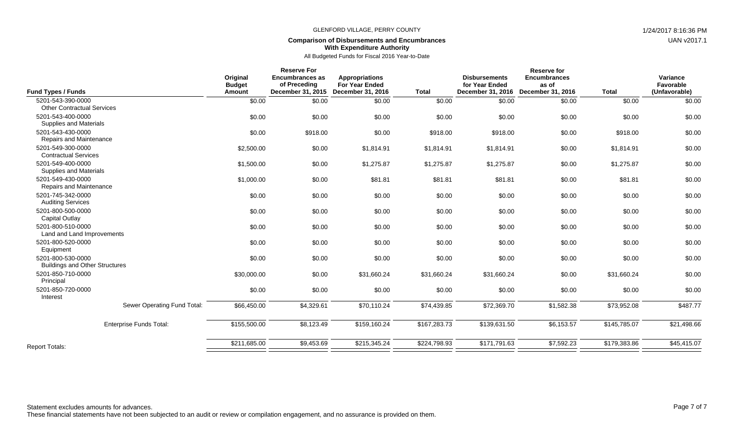GLENFORD VILLAGE, PERRY COUNTY

**Comparison of Disbursements and Encumbrances With Expenditure Authority**

All Budgeted Funds for Fiscal 2016 Year-to-Date

| Fund Types / Funds | Original Budget Amount | Reserve For Encumbrances as of Preceding December 31, 2015 | Appropriations For Year Ended December 31, 2016 | Total | Disbursements for Year Ended December 31, 2016 | Reserve for Encumbrances as of December 31, 2016 | Total | Variance Favorable (Unfavorable) |
|---|---|---|---|---|---|---|---|---|
| 5201-543-390-0000 Other Contractual Services | $0.00 | $0.00 | $0.00 | $0.00 | $0.00 | $0.00 | $0.00 | $0.00 |
| 5201-543-400-0000 Supplies and Materials | $0.00 | $0.00 | $0.00 | $0.00 | $0.00 | $0.00 | $0.00 | $0.00 |
| 5201-543-430-0000 Repairs and Maintenance | $0.00 | $918.00 | $0.00 | $918.00 | $918.00 | $0.00 | $918.00 | $0.00 |
| 5201-549-300-0000 Contractual Services | $2,500.00 | $0.00 | $1,814.91 | $1,814.91 | $1,814.91 | $0.00 | $1,814.91 | $0.00 |
| 5201-549-400-0000 Supplies and Materials | $1,500.00 | $0.00 | $1,275.87 | $1,275.87 | $1,275.87 | $0.00 | $1,275.87 | $0.00 |
| 5201-549-430-0000 Repairs and Maintenance | $1,000.00 | $0.00 | $81.81 | $81.81 | $81.81 | $0.00 | $81.81 | $0.00 |
| 5201-745-342-0000 Auditing Services | $0.00 | $0.00 | $0.00 | $0.00 | $0.00 | $0.00 | $0.00 | $0.00 |
| 5201-800-500-0000 Capital Outlay | $0.00 | $0.00 | $0.00 | $0.00 | $0.00 | $0.00 | $0.00 | $0.00 |
| 5201-800-510-0000 Land and Land Improvements | $0.00 | $0.00 | $0.00 | $0.00 | $0.00 | $0.00 | $0.00 | $0.00 |
| 5201-800-520-0000 Equipment | $0.00 | $0.00 | $0.00 | $0.00 | $0.00 | $0.00 | $0.00 | $0.00 |
| 5201-800-530-0000 Buildings and Other Structures | $0.00 | $0.00 | $0.00 | $0.00 | $0.00 | $0.00 | $0.00 | $0.00 |
| 5201-850-710-0000 Principal | $30,000.00 | $0.00 | $31,660.24 | $31,660.24 | $31,660.24 | $0.00 | $31,660.24 | $0.00 |
| 5201-850-720-0000 Interest | $0.00 | $0.00 | $0.00 | $0.00 | $0.00 | $0.00 | $0.00 | $0.00 |
| Sewer Operating Fund Total: | $66,450.00 | $4,329.61 | $70,110.24 | $74,439.85 | $72,369.70 | $1,582.38 | $73,952.08 | $487.77 |
| Enterprise Funds Total: | $155,500.00 | $8,123.49 | $159,160.24 | $167,283.73 | $139,631.50 | $6,153.57 | $145,785.07 | $21,498.66 |
| Report Totals: | $211,685.00 | $9,453.69 | $215,345.24 | $224,798.93 | $171,791.63 | $7,592.23 | $179,383.86 | $45,415.07 |

Statement excludes amounts for advances.

These financial statements have not been subjected to an audit or review or compilation engagement, and no assurance is provided on them.